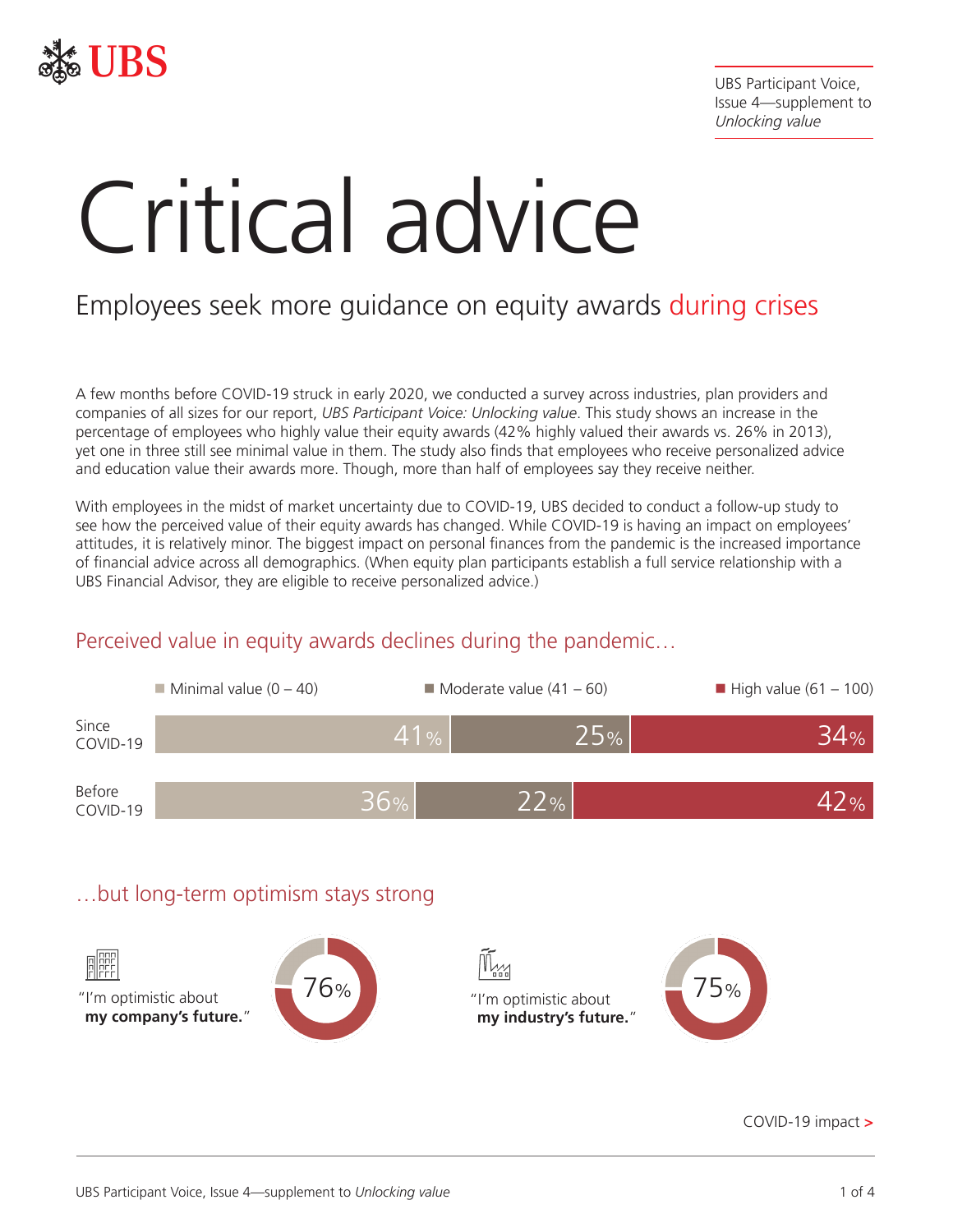UBS Participant Voice, Issue 4—supplement to *Unlocking value*

# Critical advice

## Employees seek more guidance on equity awards during crises

A few months before COVID-19 struck in early 2020, we conducted a survey across industries, plan providers and companies of all sizes for our report, *UBS Participant Voice: Unlocking value*. This study shows an increase in the percentage of employees who highly value their equity awards (42% highly valued their awards vs. 26% in 2013), yet one in three still see minimal value in them. The study also finds that employees who receive personalized advice and education value their awards more. Though, more than half of employees say they receive neither.

With employees in the midst of market uncertainty due to COVID-19, UBS decided to conduct a follow-up study to see how the perceived value of their equity awards has changed. While COVID-19 is having an impact on employees' attitudes, it is relatively minor. The biggest impact on personal finances from the pandemic is the increased importance of financial advice across all demographics. (When equity plan participants establish a full service relationship with a UBS Financial Advisor, they are eligible to receive personalized advice.)

### Perceived value in equity awards declines during the pandemic…

| | Minimal value (0 – 40) | Moderate value (41 – 60) | High value (61 – 100) |
|---|---|---|---|
| Since COVID-19 | 41% | 25% | 34% |
| Before COVID-19 | 36% | 22% | 42% |

### …but long-term optimism stays strong

"I'm optimistic about **my company's future.**" 76%

"I'm optimistic about **my industry's future.**" 75%

COVID-19 impact >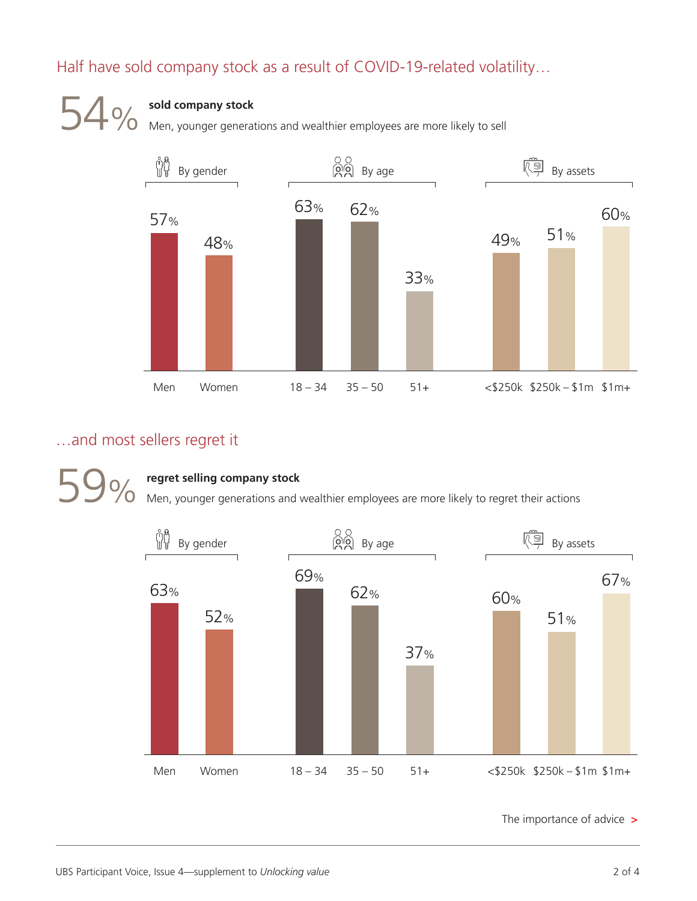## Half have sold company stock as a result of COVID-19-related volatility…

54%

**sold company stock**

Men, younger generations and wealthier employees are more likely to sell

| By gender | | By age | | | By assets | | |
|---|---|---|---|---|---|---|---|
| Men | Women | 18 – 34 | 35 – 50 | 51+ | <$250k | $250k – $1m | $1m+ |
| 57% | 48% | 63% | 62% | 33% | 49% | 51% | 60% |

## …and most sellers regret it

59%

**regret selling company stock**

Men, younger generations and wealthier employees are more likely to regret their actions

| By gender | | By age | | | By assets | | |
|---|---|---|---|---|---|---|---|
| Men | Women | 18 – 34 | 35 – 50 | 51+ | <$250k | $250k – $1m | $1m+ |
| 63% | 52% | 69% | 62% | 37% | 60% | 51% | 67% |

The importance of advice >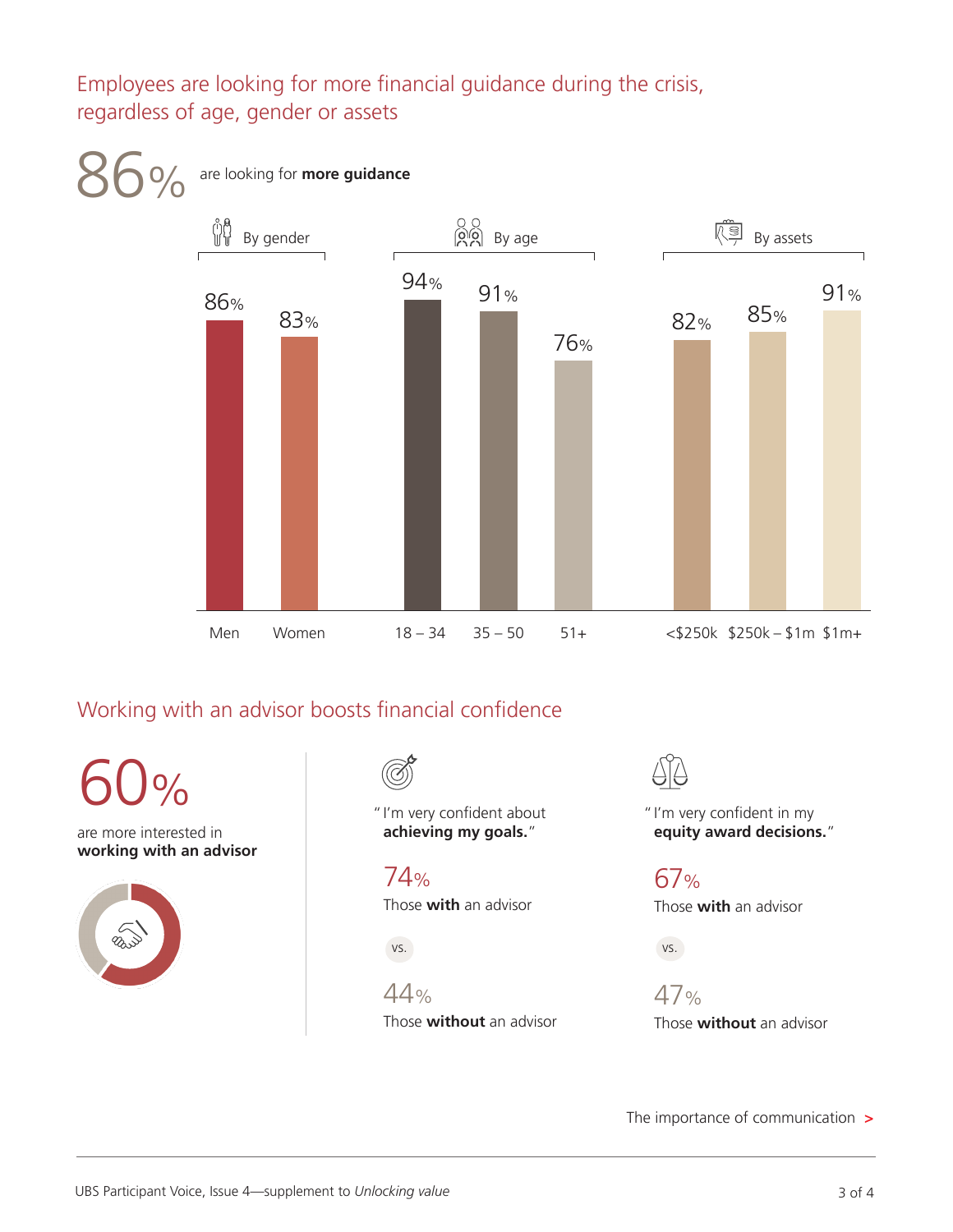## Employees are looking for more financial guidance during the crisis, regardless of age, gender or assets

**86%** are looking for **more guidance**

| By gender | | By age | | | By assets | | |
|---|---|---|---|---|---|---|---|
| Men | Women | 18 – 34 | 35 – 50 | 51+ | <$250k | $250k – $1m | $1m+ |
| 86% | 83% | 94% | 91% | 76% | 82% | 85% | 91% |

## Working with an advisor boosts financial confidence

**60%** are more interested in **working with an advisor**

"I'm very confident about **achieving my goals.**"

74% Those **with** an advisor

vs.

44% Those **without** an advisor

"I'm very confident in my **equity award decisions.**"

67% Those **with** an advisor

vs.

47% Those **without** an advisor

The importance of communication >

UBS Participant Voice, Issue 4—supplement to *Unlocking value*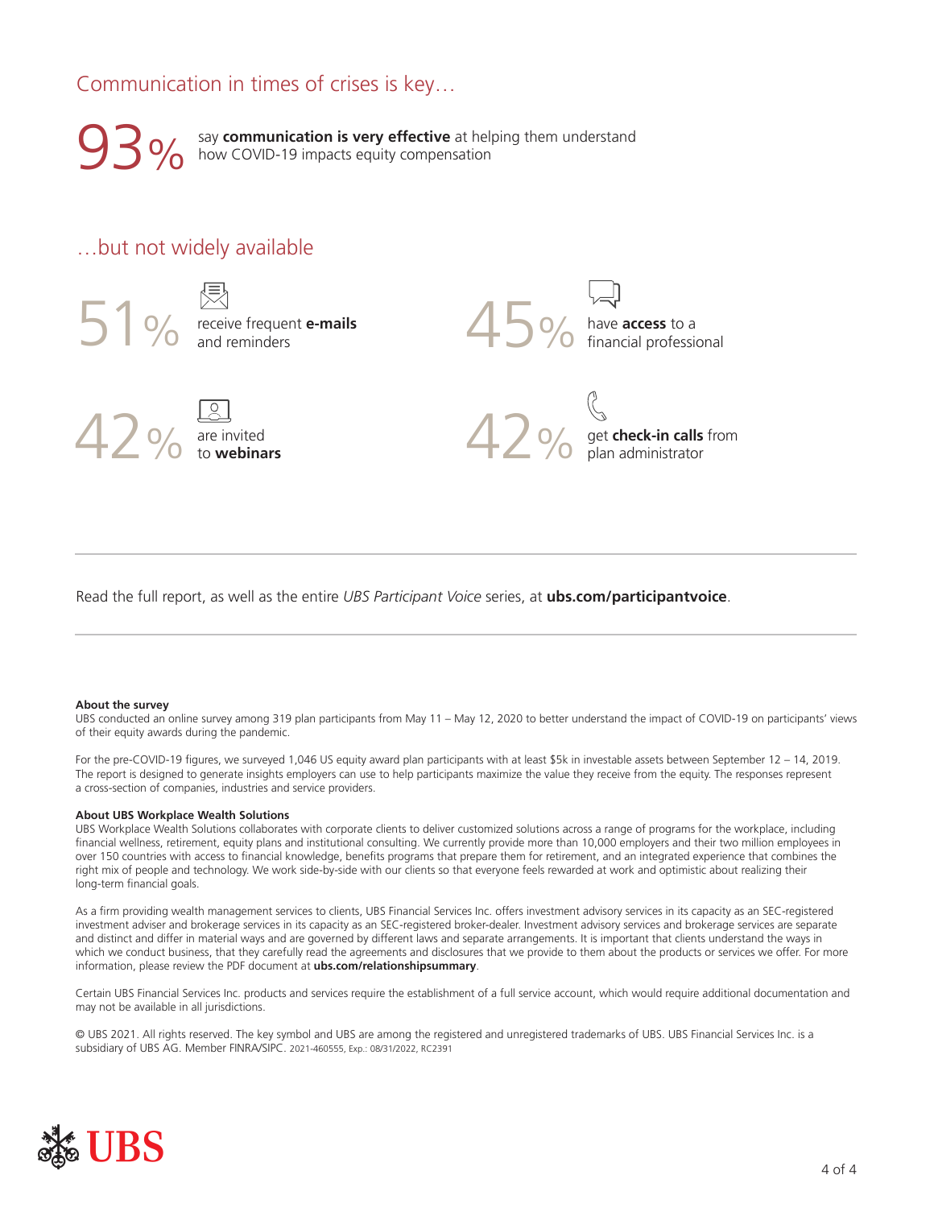## Communication in times of crises is key…

93% say **communication is very effective** at helping them understand how COVID-19 impacts equity compensation

## …but not widely available

51% receive frequent **e-mails** and reminders

45% have **access** to a financial professional

42% are invited to **webinars**

42% get **check-in calls** from plan administrator

---

Read the full report, as well as the entire *UBS Participant Voice* series, at **ubs.com/participantvoice**.

---

**About the survey**
UBS conducted an online survey among 319 plan participants from May 11 – May 12, 2020 to better understand the impact of COVID-19 on participants' views of their equity awards during the pandemic.

For the pre-COVID-19 figures, we surveyed 1,046 US equity award plan participants with at least $5k in investable assets between September 12 – 14, 2019. The report is designed to generate insights employers can use to help participants maximize the value they receive from the equity. The responses represent a cross-section of companies, industries and service providers.

**About UBS Workplace Wealth Solutions**
UBS Workplace Wealth Solutions collaborates with corporate clients to deliver customized solutions across a range of programs for the workplace, including financial wellness, retirement, equity plans and institutional consulting. We currently provide more than 10,000 employers and their two million employees in over 150 countries with access to financial knowledge, benefits programs that prepare them for retirement, and an integrated experience that combines the right mix of people and technology. We work side-by-side with our clients so that everyone feels rewarded at work and optimistic about realizing their long-term financial goals.

As a firm providing wealth management services to clients, UBS Financial Services Inc. offers investment advisory services in its capacity as an SEC-registered investment adviser and brokerage services in its capacity as an SEC-registered broker-dealer. Investment advisory services and brokerage services are separate and distinct and differ in material ways and are governed by different laws and separate arrangements. It is important that clients understand the ways in which we conduct business, that they carefully read the agreements and disclosures that we provide to them about the products or services we offer. For more information, please review the PDF document at **ubs.com/relationshipsummary**.

Certain UBS Financial Services Inc. products and services require the establishment of a full service account, which would require additional documentation and may not be available in all jurisdictions.

© UBS 2021. All rights reserved. The key symbol and UBS are among the registered and unregistered trademarks of UBS. UBS Financial Services Inc. is a subsidiary of UBS AG. Member FINRA/SIPC. 2021-460555, Exp.: 08/31/2022, RC2391

UBS